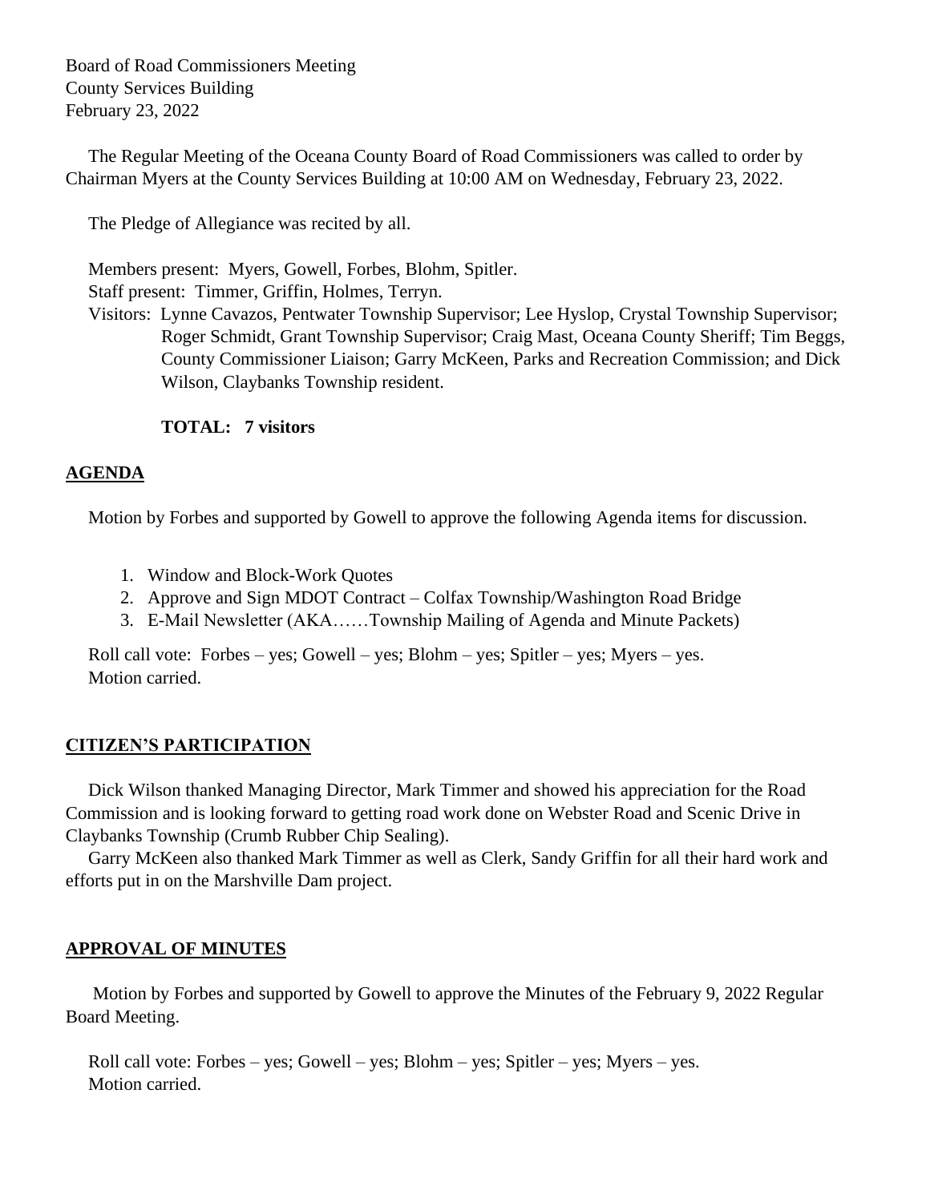Board of Road Commissioners Meeting
County Services Building
February 23, 2022

The Regular Meeting of the Oceana County Board of Road Commissioners was called to order by Chairman Myers at the County Services Building at 10:00 AM on Wednesday, February 23, 2022.

The Pledge of Allegiance was recited by all.

Members present: Myers, Gowell, Forbes, Blohm, Spitler.
Staff present: Timmer, Griffin, Holmes, Terryn.
Visitors: Lynne Cavazos, Pentwater Township Supervisor; Lee Hyslop, Crystal Township Supervisor; Roger Schmidt, Grant Township Supervisor; Craig Mast, Oceana County Sheriff; Tim Beggs, County Commissioner Liaison; Garry McKeen, Parks and Recreation Commission; and Dick Wilson, Claybanks Township resident.

**TOTAL: 7 visitors**

## AGENDA

Motion by Forbes and supported by Gowell to approve the following Agenda items for discussion.

1. Window and Block-Work Quotes
2. Approve and Sign MDOT Contract – Colfax Township/Washington Road Bridge
3. E-Mail Newsletter (AKA……Township Mailing of Agenda and Minute Packets)

Roll call vote: Forbes – yes; Gowell – yes; Blohm – yes; Spitler – yes; Myers – yes.
Motion carried.

## CITIZEN'S PARTICIPATION

Dick Wilson thanked Managing Director, Mark Timmer and showed his appreciation for the Road Commission and is looking forward to getting road work done on Webster Road and Scenic Drive in Claybanks Township (Crumb Rubber Chip Sealing).

Garry McKeen also thanked Mark Timmer as well as Clerk, Sandy Griffin for all their hard work and efforts put in on the Marshville Dam project.

## APPROVAL OF MINUTES

Motion by Forbes and supported by Gowell to approve the Minutes of the February 9, 2022 Regular Board Meeting.

Roll call vote: Forbes – yes; Gowell – yes; Blohm – yes; Spitler – yes; Myers – yes.
Motion carried.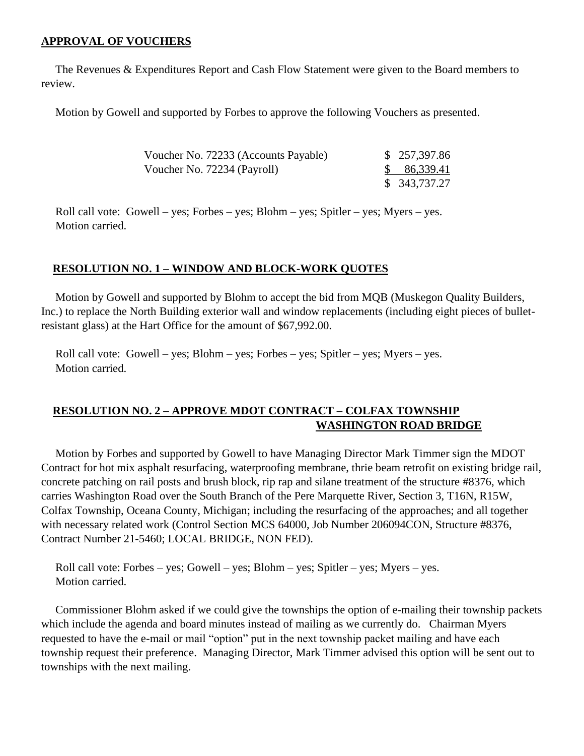## APPROVAL OF VOUCHERS

The Revenues & Expenditures Report and Cash Flow Statement were given to the Board members to review.

Motion by Gowell and supported by Forbes to approve the following Vouchers as presented.

| | |
|---|---|
| Voucher No. 72233 (Accounts Payable) | $ 257,397.86 |
| Voucher No. 72234 (Payroll) | $ 86,339.41 |
| | $ 343,737.27 |

Roll call vote: Gowell – yes; Forbes – yes; Blohm – yes; Spitler – yes; Myers – yes.
Motion carried.

## RESOLUTION NO. 1 – WINDOW AND BLOCK-WORK QUOTES

Motion by Gowell and supported by Blohm to accept the bid from MQB (Muskegon Quality Builders, Inc.) to replace the North Building exterior wall and window replacements (including eight pieces of bullet-resistant glass) at the Hart Office for the amount of $67,992.00.

Roll call vote: Gowell – yes; Blohm – yes; Forbes – yes; Spitler – yes; Myers – yes.
Motion carried.

## RESOLUTION NO. 2 – APPROVE MDOT CONTRACT – COLFAX TOWNSHIP WASHINGTON ROAD BRIDGE

Motion by Forbes and supported by Gowell to have Managing Director Mark Timmer sign the MDOT Contract for hot mix asphalt resurfacing, waterproofing membrane, thrie beam retrofit on existing bridge rail, concrete patching on rail posts and brush block, rip rap and silane treatment of the structure #8376, which carries Washington Road over the South Branch of the Pere Marquette River, Section 3, T16N, R15W, Colfax Township, Oceana County, Michigan; including the resurfacing of the approaches; and all together with necessary related work (Control Section MCS 64000, Job Number 206094CON, Structure #8376, Contract Number 21-5460; LOCAL BRIDGE, NON FED).

Roll call vote: Forbes – yes; Gowell – yes; Blohm – yes; Spitler – yes; Myers – yes.
Motion carried.

Commissioner Blohm asked if we could give the townships the option of e-mailing their township packets which include the agenda and board minutes instead of mailing as we currently do. Chairman Myers requested to have the e-mail or mail "option" put in the next township packet mailing and have each township request their preference. Managing Director, Mark Timmer advised this option will be sent out to townships with the next mailing.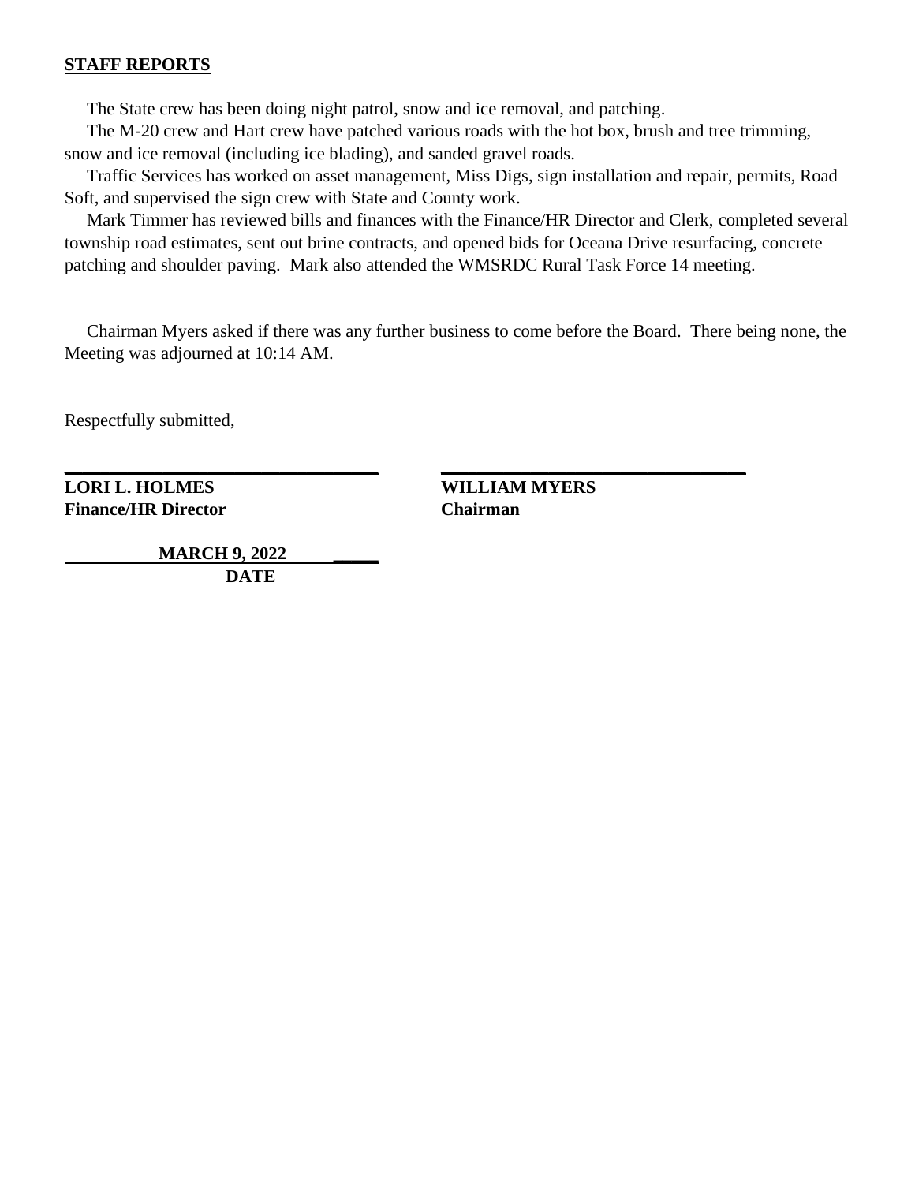**STAFF REPORTS**

The State crew has been doing night patrol, snow and ice removal, and patching.

The M-20 crew and Hart crew have patched various roads with the hot box, brush and tree trimming, snow and ice removal (including ice blading), and sanded gravel roads.

Traffic Services has worked on asset management, Miss Digs, sign installation and repair, permits, Road Soft, and supervised the sign crew with State and County work.

Mark Timmer has reviewed bills and finances with the Finance/HR Director and Clerk, completed several township road estimates, sent out brine contracts, and opened bids for Oceana Drive resurfacing, concrete patching and shoulder paving. Mark also attended the WMSRDC Rural Task Force 14 meeting.

Chairman Myers asked if there was any further business to come before the Board. There being none, the Meeting was adjourned at 10:14 AM.

Respectfully submitted,

| | |
|---|---|
| ______________________________ | ______________________________ |
| **LORI L. HOLMES** | **WILLIAM MYERS** |
| **Finance/HR Director** | **Chairman** |

**MARCH 9, 2022**
**DATE**